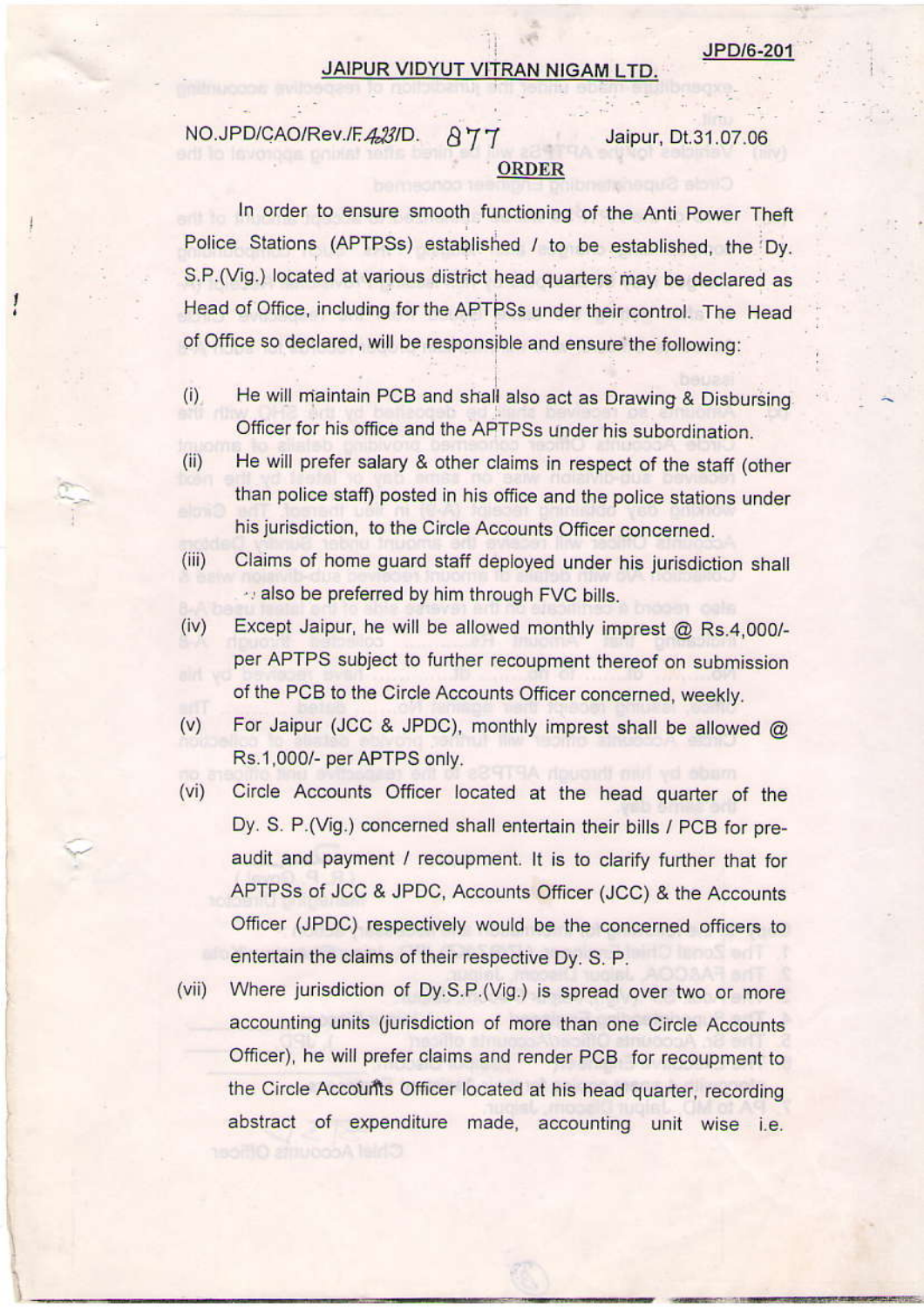JPD/6-201

## JAIPUR VIDYUT VITRAN NIGAM LTD.

NO.JPD/CAO/Rev./F.423/D. 877 Jaipur, Dt.31.07.06

**ORDER**

In order to ensure smooth functioning of the Anti Power Theft Police Stations (APTPSs) established / to be established, the Dy. S.P.(Vig.) located at various district head quarters may be declared as Head of Office, including for the APTPSs under their control. The Head of Office so declared, will be responsible and ensure the following:

(i) He will maintain PCB and shall also act as Drawing & Disbursing Officer for his office and the APTPSs under his subordination.

(ii) He will prefer salary & other claims in respect of the staff (other than police staff) posted in his office and the police stations under his jurisdiction, to the Circle Accounts Officer concerned.

(iii) Claims of home guard staff deployed under his jurisdiction shall also be preferred by him through FVC bills.

(iv) Except Jaipur, he will be allowed monthly imprest @ Rs.4,000/- per APTPS subject to further recoupment thereof on submission of the PCB to the Circle Accounts Officer concerned, weekly.

(v) For Jaipur (JCC & JPDC), monthly imprest shall be allowed @ Rs.1,000/- per APTPS only.

(vi) Circle Accounts Officer located at the head quarter of the Dy. S. P.(Vig.) concerned shall entertain their bills / PCB for pre-audit and payment / recoupment. It is to clarify further that for APTPSs of JCC & JPDC, Accounts Officer (JCC) & the Accounts Officer (JPDC) respectively would be the concerned officers to entertain the claims of their respective Dy. S. P.

(vii) Where jurisdiction of Dy.S.P.(Vig.) is spread over two or more accounting units (jurisdiction of more than one Circle Accounts Officer), he will prefer claims and render PCB for recoupment to the Circle Accounts Officer located at his head quarter, recording abstract of expenditure made, accounting unit wise i.e.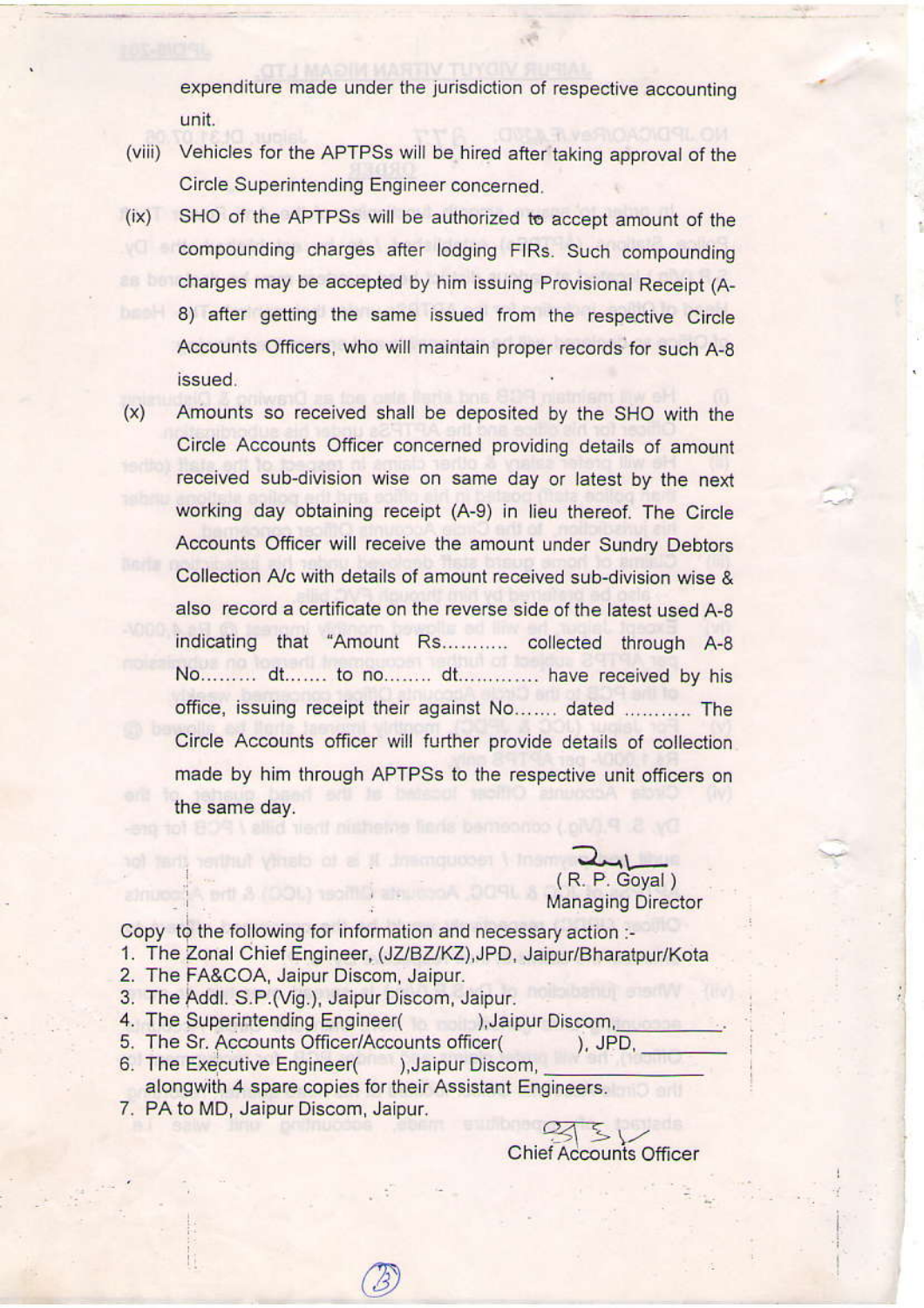expenditure made under the jurisdiction of respective accounting unit.

(viii) Vehicles for the APTPSs will be hired after taking approval of the Circle Superintending Engineer concerned.

(ix) SHO of the APTPSs will be authorized to accept amount of the compounding charges after lodging FIRs. Such compounding charges may be accepted by him issuing Provisional Receipt (A-8) after getting the same issued from the respective Circle Accounts Officers, who will maintain proper records for such A-8 issued.

(x) Amounts so received shall be deposited by the SHO with the Circle Accounts Officer concerned providing details of amount received sub-division wise on same day or latest by the next working day obtaining receipt (A-9) in lieu thereof. The Circle Accounts Officer will receive the amount under Sundry Debtors Collection A/c with details of amount received sub-division wise & also record a certificate on the reverse side of the latest used A-8 indicating that "Amount Rs........... collected through A-8 No......... dt....... to no........ dt............ have received by his office, issuing receipt their against No....... dated ........... The Circle Accounts officer will further provide details of collection made by him through APTPSs to the respective unit officers on the same day.

( R. P. Goyal )
Managing Director

Copy to the following for information and necessary action :-

1. The Zonal Chief Engineer, (JZ/BZ/KZ),JPD, Jaipur/Bharatpur/Kota
2. The FA&COA, Jaipur Discom, Jaipur.
3. The Addl. S.P.(Vig.), Jaipur Discom, Jaipur.
4. The Superintending Engineer(        ),Jaipur Discom,________.
5. The Sr. Accounts Officer/Accounts officer(        ), JPD, ______
6. The Executive Engineer(        ),Jaipur Discom, ____________ alongwith 4 spare copies for their Assistant Engineers.
7. PA to MD, Jaipur Discom, Jaipur.

Chief Accounts Officer